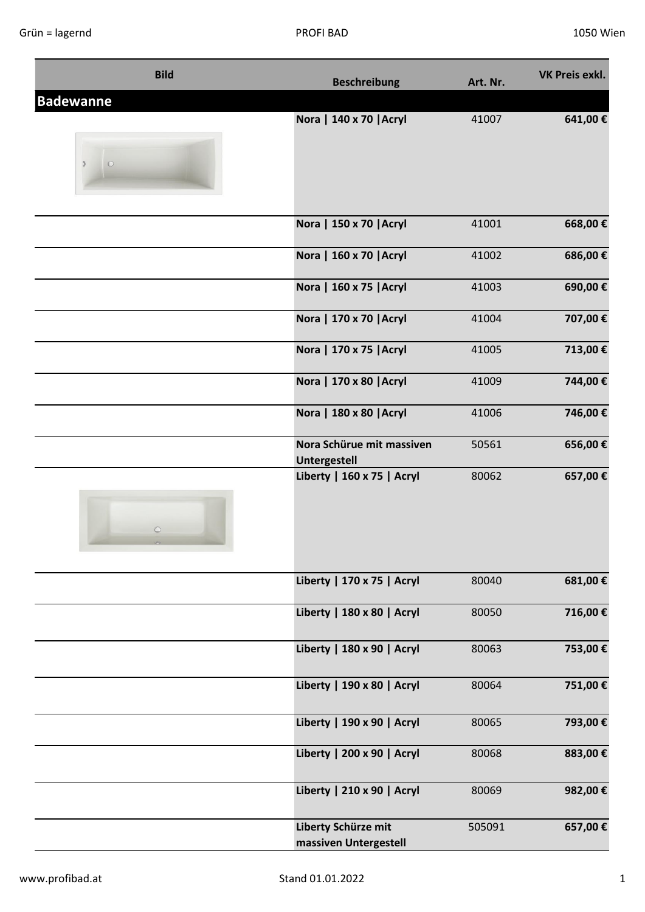| Bild | Beschreibung | Art. Nr. | VK Preis exkl. |
|---|---|---|---|
| **Badewanne** | | | |
| | **Nora \| 140 x 70 \|Acryl** | 41007 | **641,00 €** |
| | **Nora \| 150 x 70 \|Acryl** | 41001 | **668,00 €** |
| | **Nora \| 160 x 70 \|Acryl** | 41002 | **686,00 €** |
| | **Nora \| 160 x 75 \|Acryl** | 41003 | **690,00 €** |
| | **Nora \| 170 x 70 \|Acryl** | 41004 | **707,00 €** |
| | **Nora \| 170 x 75 \|Acryl** | 41005 | **713,00 €** |
| | **Nora \| 170 x 80 \|Acryl** | 41009 | **744,00 €** |
| | **Nora \| 180 x 80 \|Acryl** | 41006 | **746,00 €** |
| | **Nora Schürue mit massiven Untergestell** | 50561 | **656,00 €** |
| | **Liberty \| 160 x 75 \| Acryl** | 80062 | **657,00 €** |
| | **Liberty \| 170 x 75 \| Acryl** | 80040 | **681,00 €** |
| | **Liberty \| 180 x 80 \| Acryl** | 80050 | **716,00 €** |
| | **Liberty \| 180 x 90 \| Acryl** | 80063 | **753,00 €** |
| | **Liberty \| 190 x 80 \| Acryl** | 80064 | **751,00 €** |
| | **Liberty \| 190 x 90 \| Acryl** | 80065 | **793,00 €** |
| | **Liberty \| 200 x 90 \| Acryl** | 80068 | **883,00 €** |
| | **Liberty \| 210 x 90 \| Acryl** | 80069 | **982,00 €** |
| | **Liberty Schürze mit massiven Untergestell** | 505091 | **657,00 €** |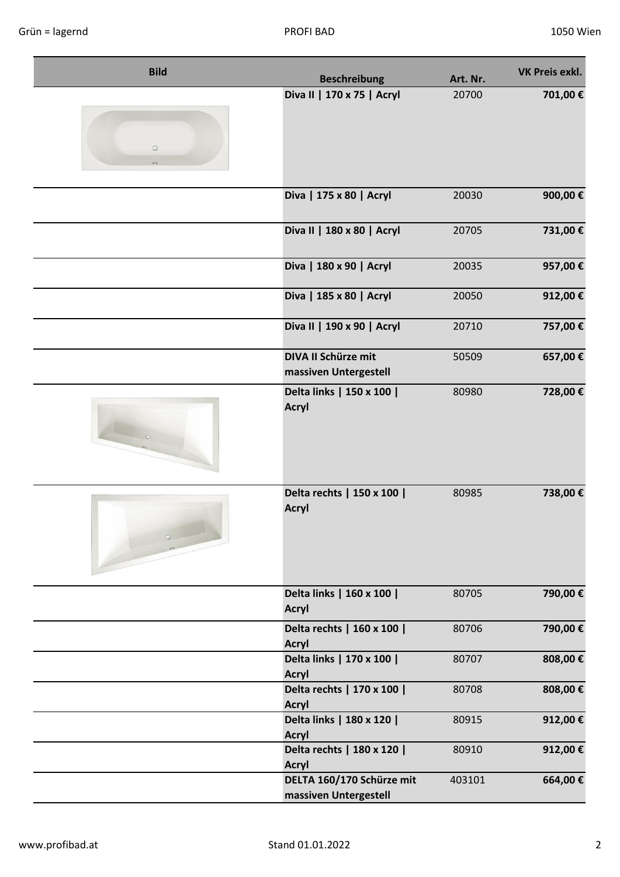| Bild | Beschreibung | Art. Nr. | VK Preis exkl. |
|---|---|---|---|
| | **Diva II \| 170 x 75 \| Acryl** | 20700 | **701,00 €** |
| | **Diva \| 175 x 80 \| Acryl** | 20030 | **900,00 €** |
| | **Diva II \| 180 x 80 \| Acryl** | 20705 | **731,00 €** |
| | **Diva \| 180 x 90 \| Acryl** | 20035 | **957,00 €** |
| | **Diva \| 185 x 80 \| Acryl** | 20050 | **912,00 €** |
| | **Diva II \| 190 x 90 \| Acryl** | 20710 | **757,00 €** |
| | **DIVA II Schürze mit massiven Untergestell** | 50509 | **657,00 €** |
| | **Delta links \| 150 x 100 \| Acryl** | 80980 | **728,00 €** |
| | **Delta rechts \| 150 x 100 \| Acryl** | 80985 | **738,00 €** |
| | **Delta links \| 160 x 100 \| Acryl** | 80705 | **790,00 €** |
| | **Delta rechts \| 160 x 100 \| Acryl** | 80706 | **790,00 €** |
| | **Delta links \| 170 x 100 \| Acryl** | 80707 | **808,00 €** |
| | **Delta rechts \| 170 x 100 \| Acryl** | 80708 | **808,00 €** |
| | **Delta links \| 180 x 120 \| Acryl** | 80915 | **912,00 €** |
| | **Delta rechts \| 180 x 120 \| Acryl** | 80910 | **912,00 €** |
| | **DELTA 160/170 Schürze mit massiven Untergestell** | 403101 | **664,00 €** |